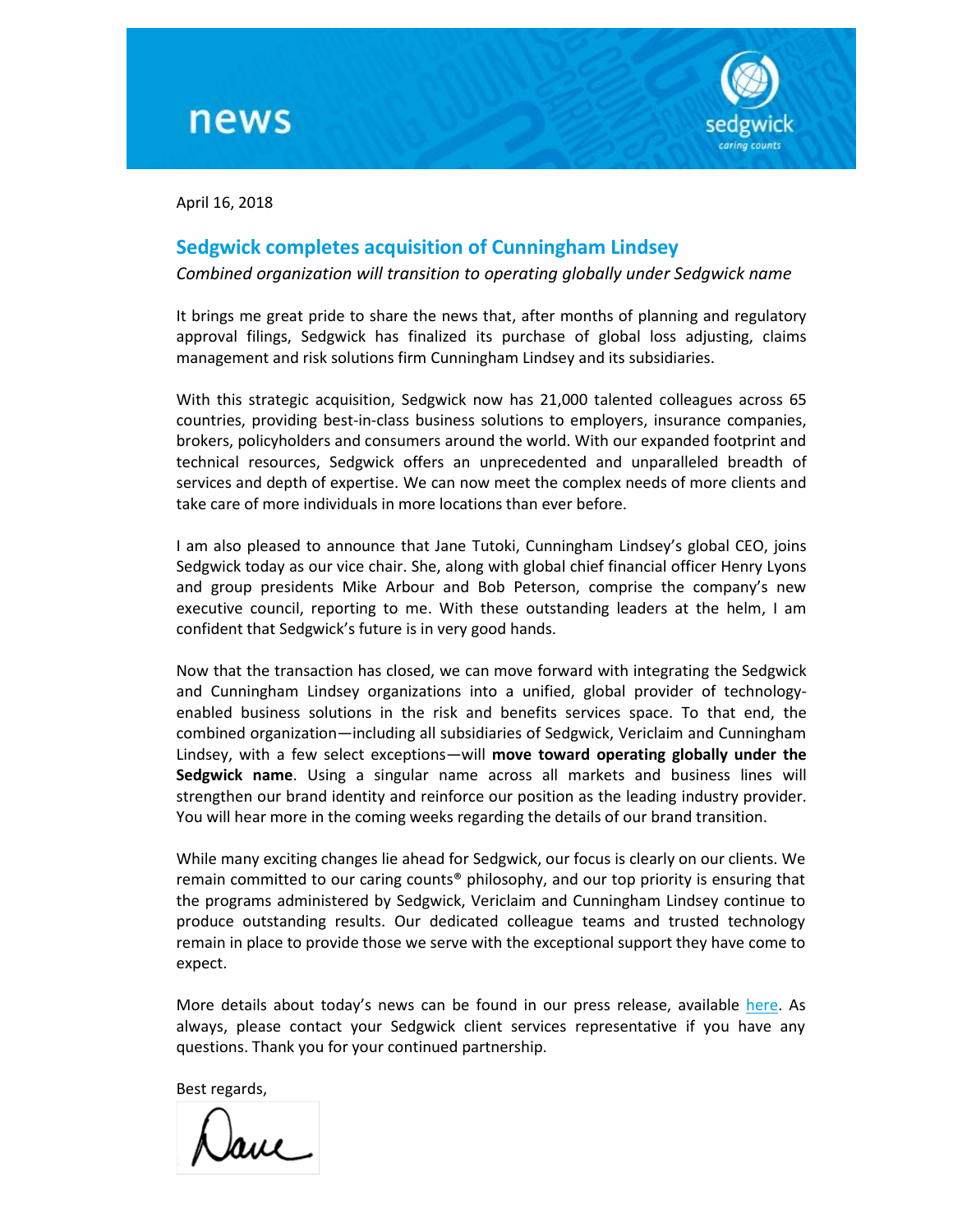news

April 16, 2018

## Sedgwick completes acquisition of Cunningham Lindsey

*Combined organization will transition to operating globally under Sedgwick name*

It brings me great pride to share the news that, after months of planning and regulatory approval filings, Sedgwick has finalized its purchase of global loss adjusting, claims management and risk solutions firm Cunningham Lindsey and its subsidiaries.

With this strategic acquisition, Sedgwick now has 21,000 talented colleagues across 65 countries, providing best-in-class business solutions to employers, insurance companies, brokers, policyholders and consumers around the world. With our expanded footprint and technical resources, Sedgwick offers an unprecedented and unparalleled breadth of services and depth of expertise. We can now meet the complex needs of more clients and take care of more individuals in more locations than ever before.

I am also pleased to announce that Jane Tutoki, Cunningham Lindsey's global CEO, joins Sedgwick today as our vice chair. She, along with global chief financial officer Henry Lyons and group presidents Mike Arbour and Bob Peterson, comprise the company's new executive council, reporting to me. With these outstanding leaders at the helm, I am confident that Sedgwick's future is in very good hands.

Now that the transaction has closed, we can move forward with integrating the Sedgwick and Cunningham Lindsey organizations into a unified, global provider of technology-enabled business solutions in the risk and benefits services space. To that end, the combined organization—including all subsidiaries of Sedgwick, Vericlaim and Cunningham Lindsey, with a few select exceptions—will **move toward operating globally under the Sedgwick name**. Using a singular name across all markets and business lines will strengthen our brand identity and reinforce our position as the leading industry provider. You will hear more in the coming weeks regarding the details of our brand transition.

While many exciting changes lie ahead for Sedgwick, our focus is clearly on our clients. We remain committed to our caring counts® philosophy, and our top priority is ensuring that the programs administered by Sedgwick, Vericlaim and Cunningham Lindsey continue to produce outstanding results. Our dedicated colleague teams and trusted technology remain in place to provide those we serve with the exceptional support they have come to expect.

More details about today's news can be found in our press release, available here. As always, please contact your Sedgwick client services representative if you have any questions. Thank you for your continued partnership.

Best regards,

Dave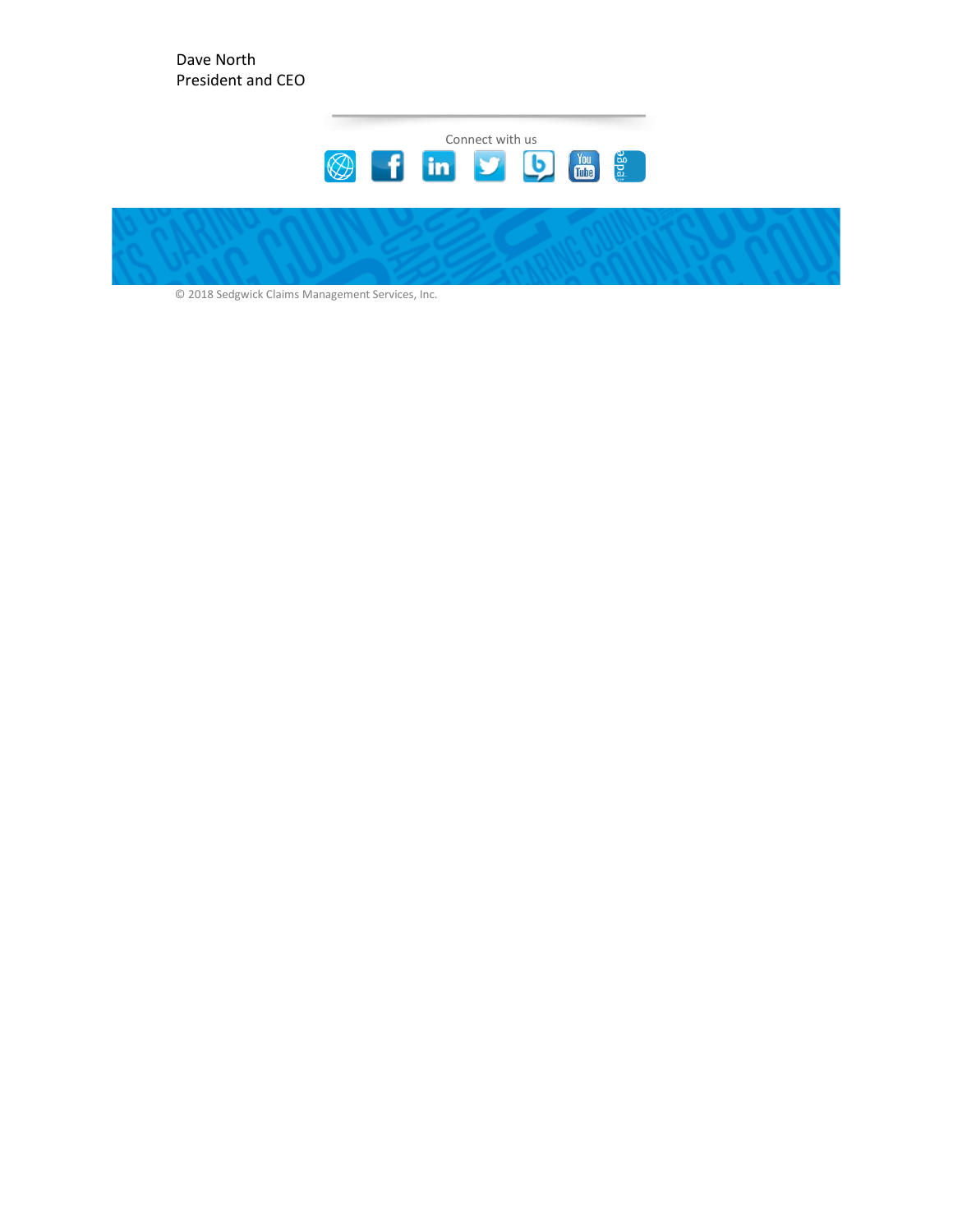Dave North
President and CEO

Connect with us

© 2018 Sedgwick Claims Management Services, Inc.